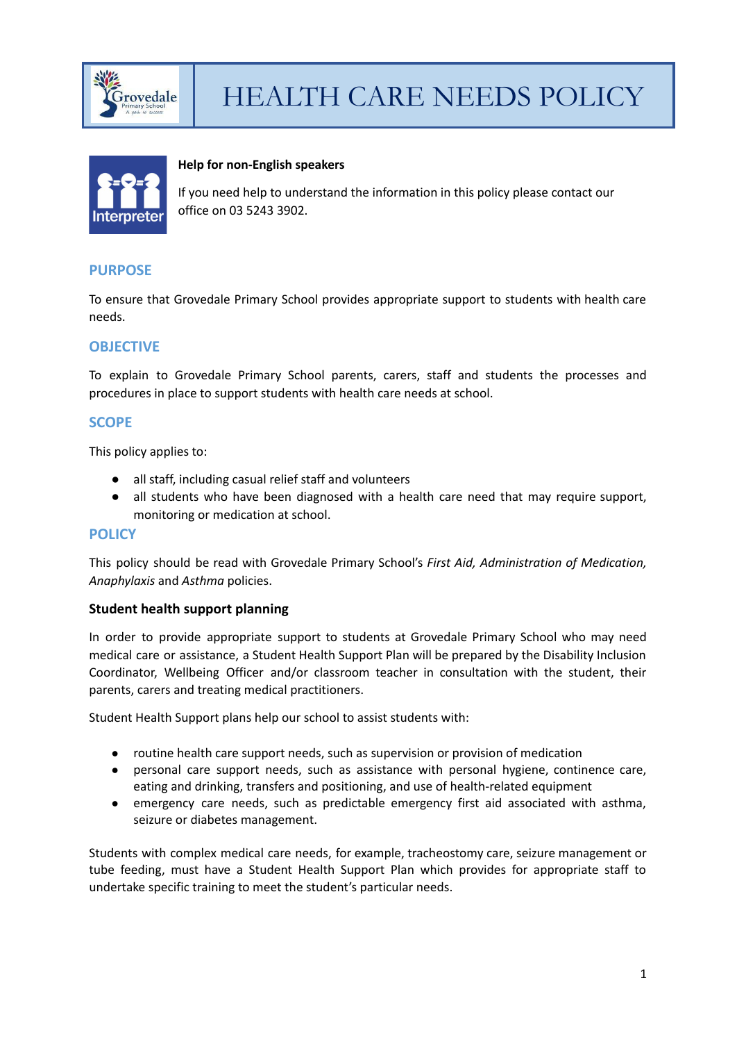# HEALTH CARE NEEDS POLICY

**Help for non-English speakers**

If you need help to understand the information in this policy please contact our office on 03 5243 3902.

## PURPOSE

To ensure that Grovedale Primary School provides appropriate support to students with health care needs.

## OBJECTIVE

To explain to Grovedale Primary School parents, carers, staff and students the processes and procedures in place to support students with health care needs at school.

## SCOPE

This policy applies to:

- all staff, including casual relief staff and volunteers
- all students who have been diagnosed with a health care need that may require support, monitoring or medication at school.

## POLICY

This policy should be read with Grovedale Primary School's *First Aid, Administration of Medication, Anaphylaxis* and *Asthma* policies.

### Student health support planning

In order to provide appropriate support to students at Grovedale Primary School who may need medical care or assistance, a Student Health Support Plan will be prepared by the Disability Inclusion Coordinator, Wellbeing Officer and/or classroom teacher in consultation with the student, their parents, carers and treating medical practitioners.

Student Health Support plans help our school to assist students with:

- routine health care support needs, such as supervision or provision of medication
- personal care support needs, such as assistance with personal hygiene, continence care, eating and drinking, transfers and positioning, and use of health-related equipment
- emergency care needs, such as predictable emergency first aid associated with asthma, seizure or diabetes management.

Students with complex medical care needs, for example, tracheostomy care, seizure management or tube feeding, must have a Student Health Support Plan which provides for appropriate staff to undertake specific training to meet the student's particular needs.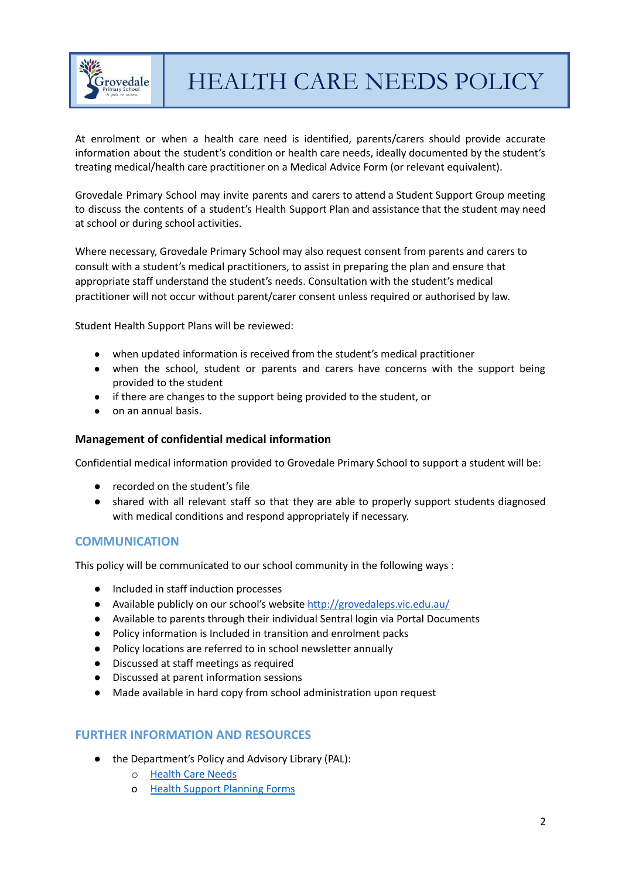At enrolment or when a health care need is identified, parents/carers should provide accurate information about the student's condition or health care needs, ideally documented by the student's treating medical/health care practitioner on a Medical Advice Form (or relevant equivalent).

Grovedale Primary School may invite parents and carers to attend a Student Support Group meeting to discuss the contents of a student's Health Support Plan and assistance that the student may need at school or during school activities.

Where necessary, Grovedale Primary School may also request consent from parents and carers to consult with a student's medical practitioners, to assist in preparing the plan and ensure that appropriate staff understand the student's needs. Consultation with the student's medical practitioner will not occur without parent/carer consent unless required or authorised by law.

Student Health Support Plans will be reviewed:

- when updated information is received from the student's medical practitioner
- when the school, student or parents and carers have concerns with the support being provided to the student
- if there are changes to the support being provided to the student, or
- on an annual basis.

### Management of confidential medical information

Confidential medical information provided to Grovedale Primary School to support a student will be:

- recorded on the student's file
- shared with all relevant staff so that they are able to properly support students diagnosed with medical conditions and respond appropriately if necessary.

## COMMUNICATION

This policy will be communicated to our school community in the following ways :

- Included in staff induction processes
- Available publicly on our school's website [http://grovedaleps.vic.edu.au/](http://grovedaleps.vic.edu.au/)
- Available to parents through their individual Sentral login via Portal Documents
- Policy information is Included in transition and enrolment packs
- Policy locations are referred to in school newsletter annually
- Discussed at staff meetings as required
- Discussed at parent information sessions
- Made available in hard copy from school administration upon request

## FURTHER INFORMATION AND RESOURCES

- the Department's Policy and Advisory Library (PAL):
  - Health Care Needs
  - Health Support Planning Forms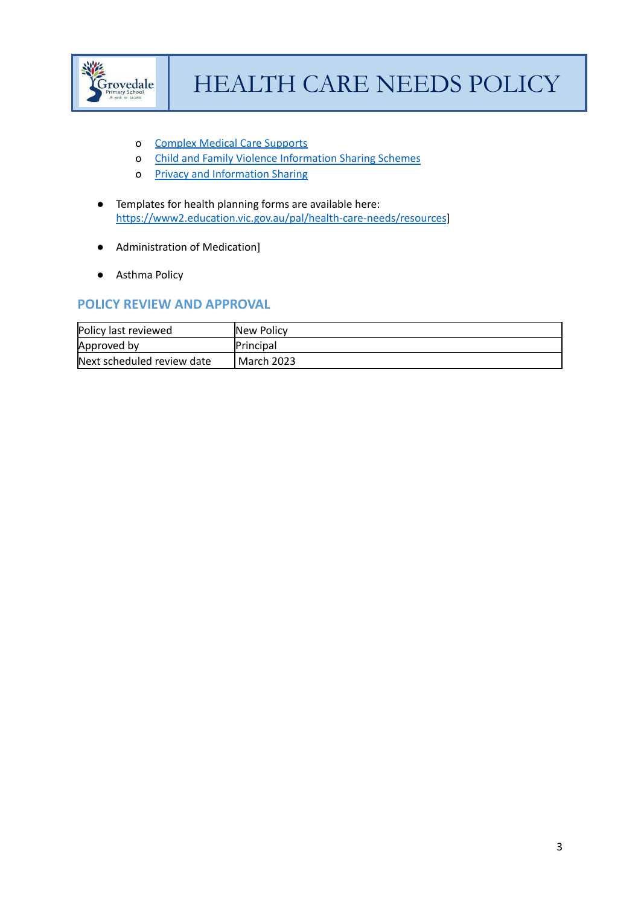- Complex Medical Care Supports
  - Child and Family Violence Information Sharing Schemes
  - Privacy and Information Sharing

- Templates for health planning forms are available here: https://www2.education.vic.gov.au/pal/health-care-needs/resources]

- Administration of Medication]

- Asthma Policy

## POLICY REVIEW AND APPROVAL

| | |
|---|---|
| Policy last reviewed | New Policy |
| Approved by | Principal |
| Next scheduled review date | March 2023 |